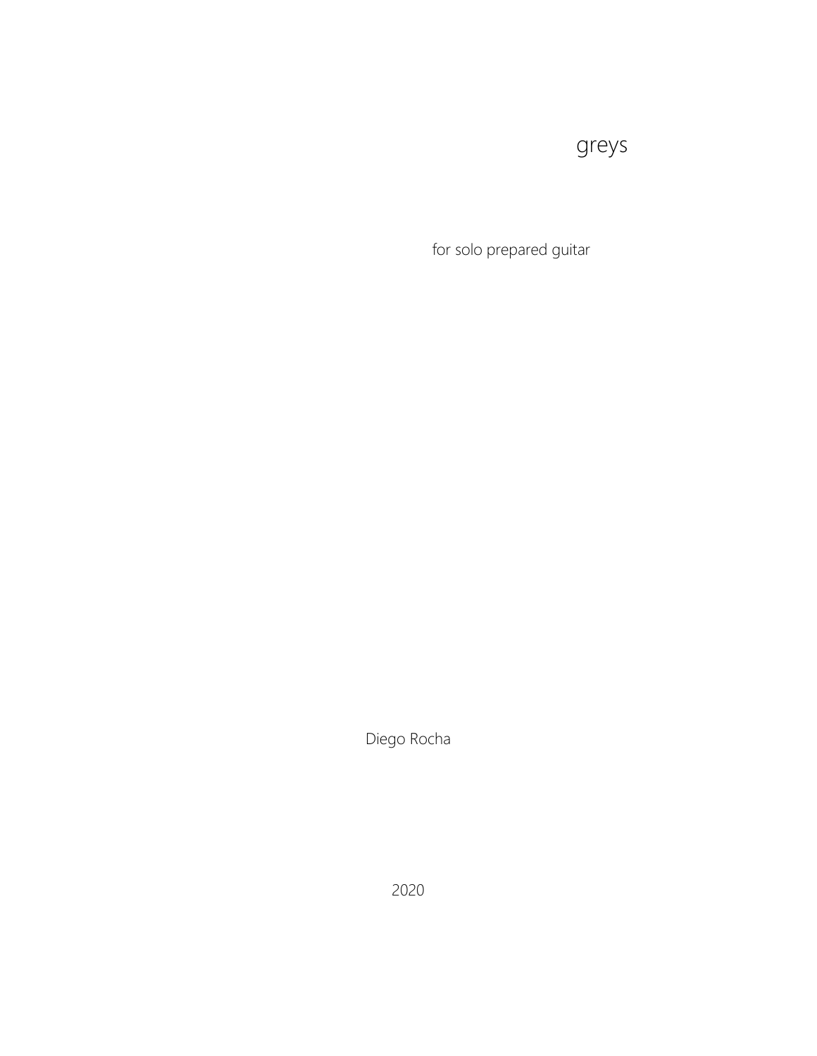# greys

for solo prepared guitar

Diego Rocha

2020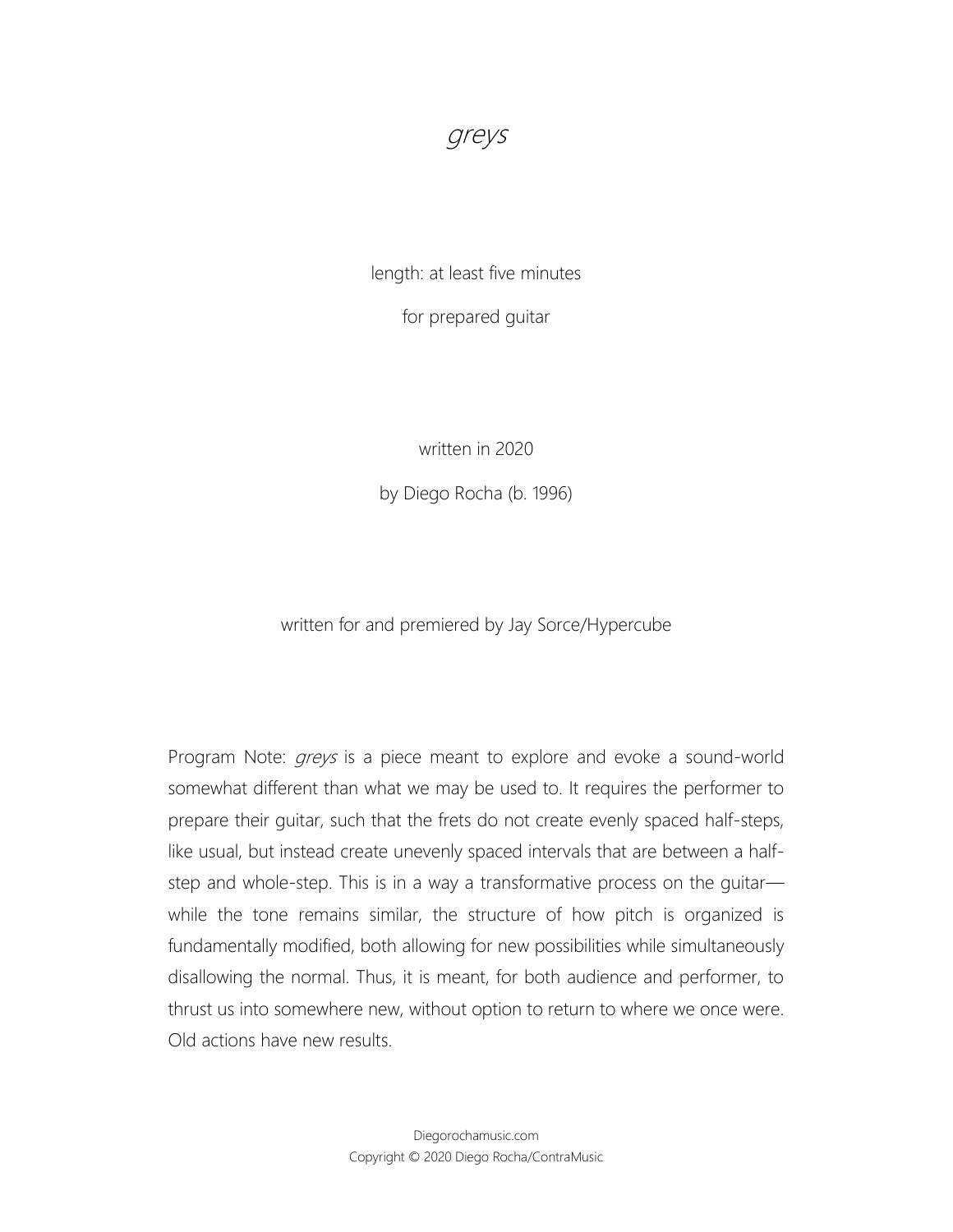# *greys*

length: at least five minutes

for prepared guitar

written in 2020

by Diego Rocha (b. 1996)

written for and premiered by Jay Sorce/Hypercube

Program Note: *greys* is a piece meant to explore and evoke a sound-world somewhat different than what we may be used to. It requires the performer to prepare their guitar, such that the frets do not create evenly spaced half-steps, like usual, but instead create unevenly spaced intervals that are between a half-step and whole-step. This is in a way a transformative process on the guitar—while the tone remains similar, the structure of how pitch is organized is fundamentally modified, both allowing for new possibilities while simultaneously disallowing the normal. Thus, it is meant, for both audience and performer, to thrust us into somewhere new, without option to return to where we once were. Old actions have new results.

Diegorochamusic.com
Copyright © 2020 Diego Rocha/ContraMusic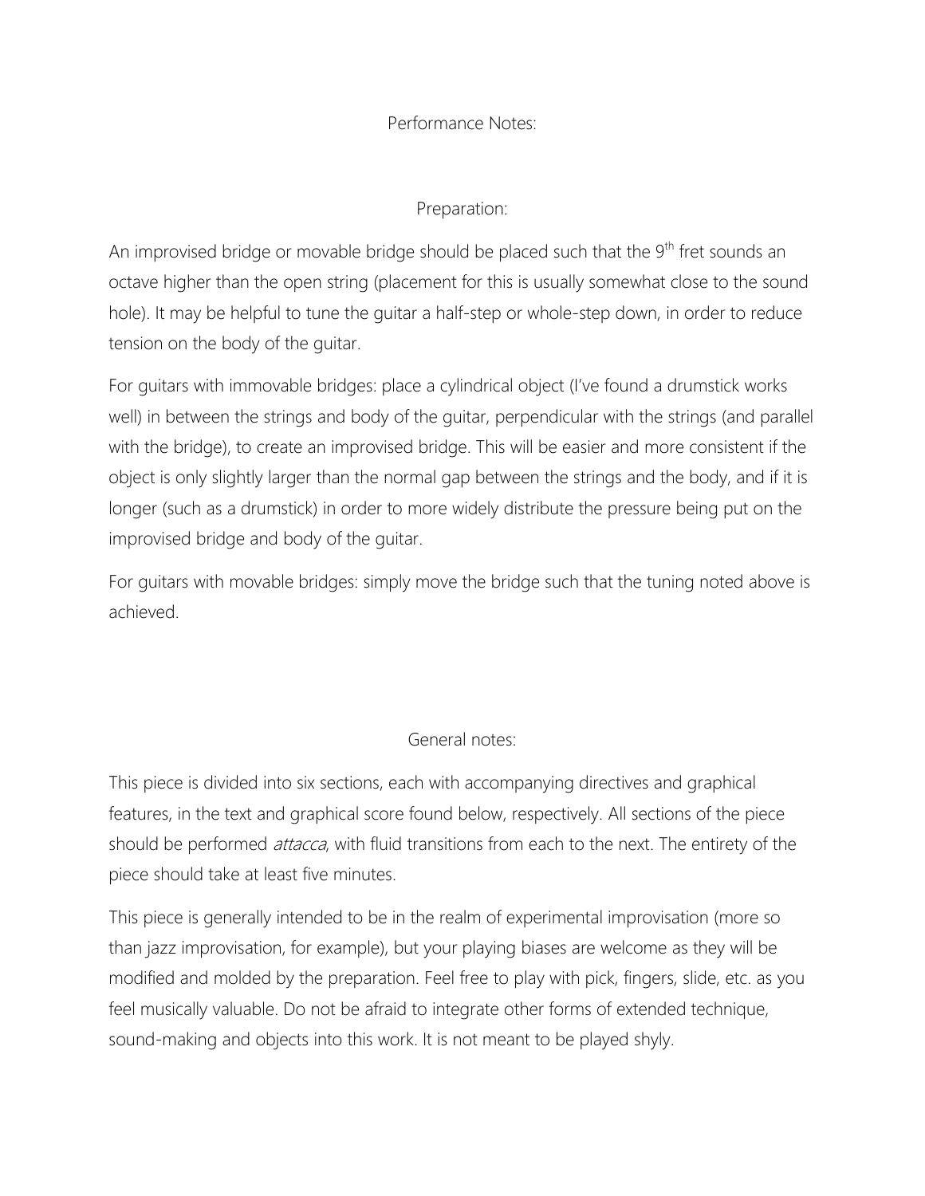# Performance Notes:

## Preparation:

An improvised bridge or movable bridge should be placed such that the 9th fret sounds an octave higher than the open string (placement for this is usually somewhat close to the sound hole). It may be helpful to tune the guitar a half-step or whole-step down, in order to reduce tension on the body of the guitar.

For guitars with immovable bridges: place a cylindrical object (I've found a drumstick works well) in between the strings and body of the guitar, perpendicular with the strings (and parallel with the bridge), to create an improvised bridge. This will be easier and more consistent if the object is only slightly larger than the normal gap between the strings and the body, and if it is longer (such as a drumstick) in order to more widely distribute the pressure being put on the improvised bridge and body of the guitar.

For guitars with movable bridges: simply move the bridge such that the tuning noted above is achieved.

## General notes:

This piece is divided into six sections, each with accompanying directives and graphical features, in the text and graphical score found below, respectively. All sections of the piece should be performed *attacca*, with fluid transitions from each to the next. The entirety of the piece should take at least five minutes.

This piece is generally intended to be in the realm of experimental improvisation (more so than jazz improvisation, for example), but your playing biases are welcome as they will be modified and molded by the preparation. Feel free to play with pick, fingers, slide, etc. as you feel musically valuable. Do not be afraid to integrate other forms of extended technique, sound-making and objects into this work. It is not meant to be played shyly.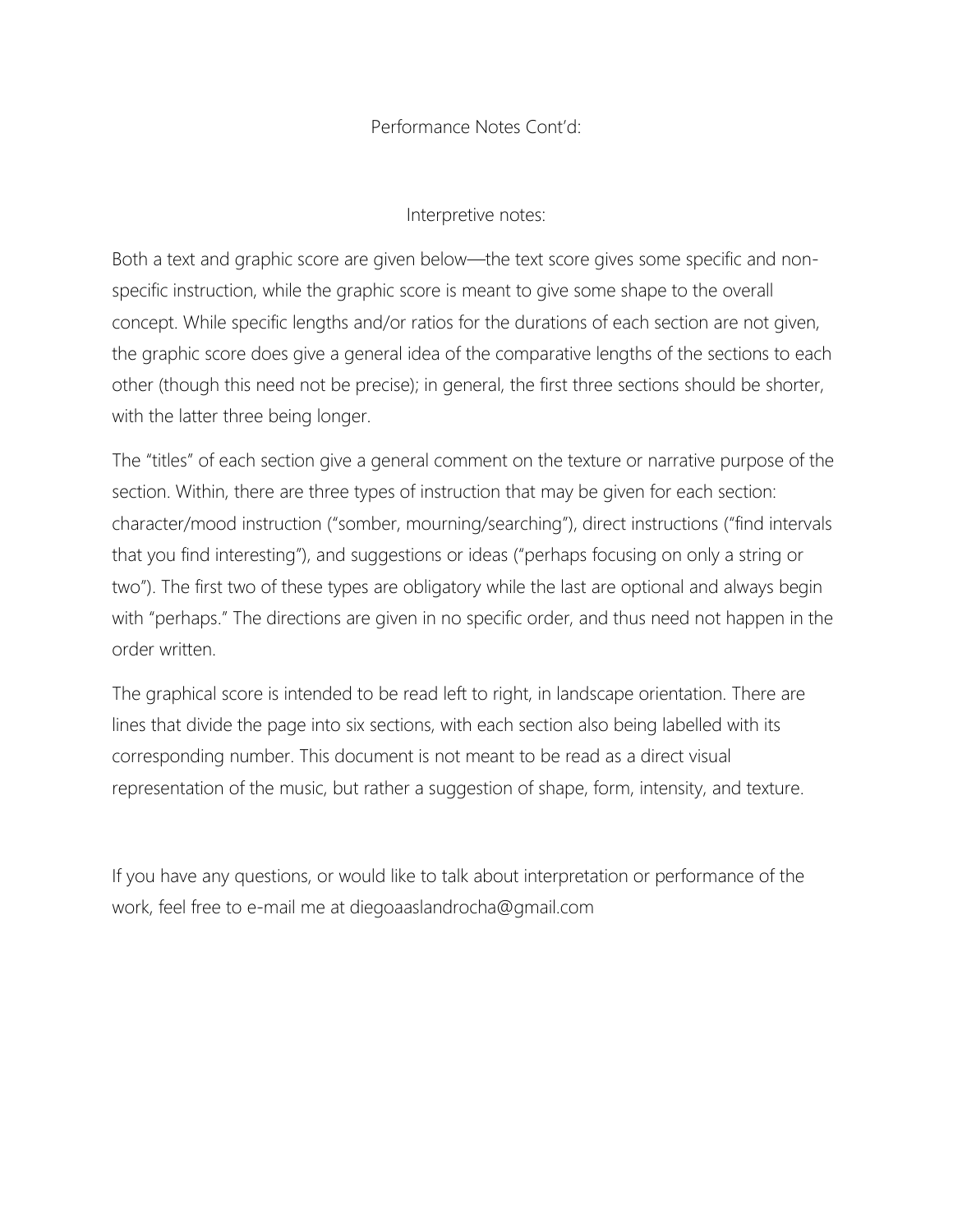## Performance Notes Cont'd:

### Interpretive notes:

Both a text and graphic score are given below—the text score gives some specific and non-specific instruction, while the graphic score is meant to give some shape to the overall concept. While specific lengths and/or ratios for the durations of each section are not given, the graphic score does give a general idea of the comparative lengths of the sections to each other (though this need not be precise); in general, the first three sections should be shorter, with the latter three being longer.

The "titles" of each section give a general comment on the texture or narrative purpose of the section. Within, there are three types of instruction that may be given for each section: character/mood instruction ("somber, mourning/searching"), direct instructions ("find intervals that you find interesting"), and suggestions or ideas ("perhaps focusing on only a string or two"). The first two of these types are obligatory while the last are optional and always begin with "perhaps." The directions are given in no specific order, and thus need not happen in the order written.

The graphical score is intended to be read left to right, in landscape orientation. There are lines that divide the page into six sections, with each section also being labelled with its corresponding number. This document is not meant to be read as a direct visual representation of the music, but rather a suggestion of shape, form, intensity, and texture.

If you have any questions, or would like to talk about interpretation or performance of the work, feel free to e-mail me at diegoaaslandrocha@gmail.com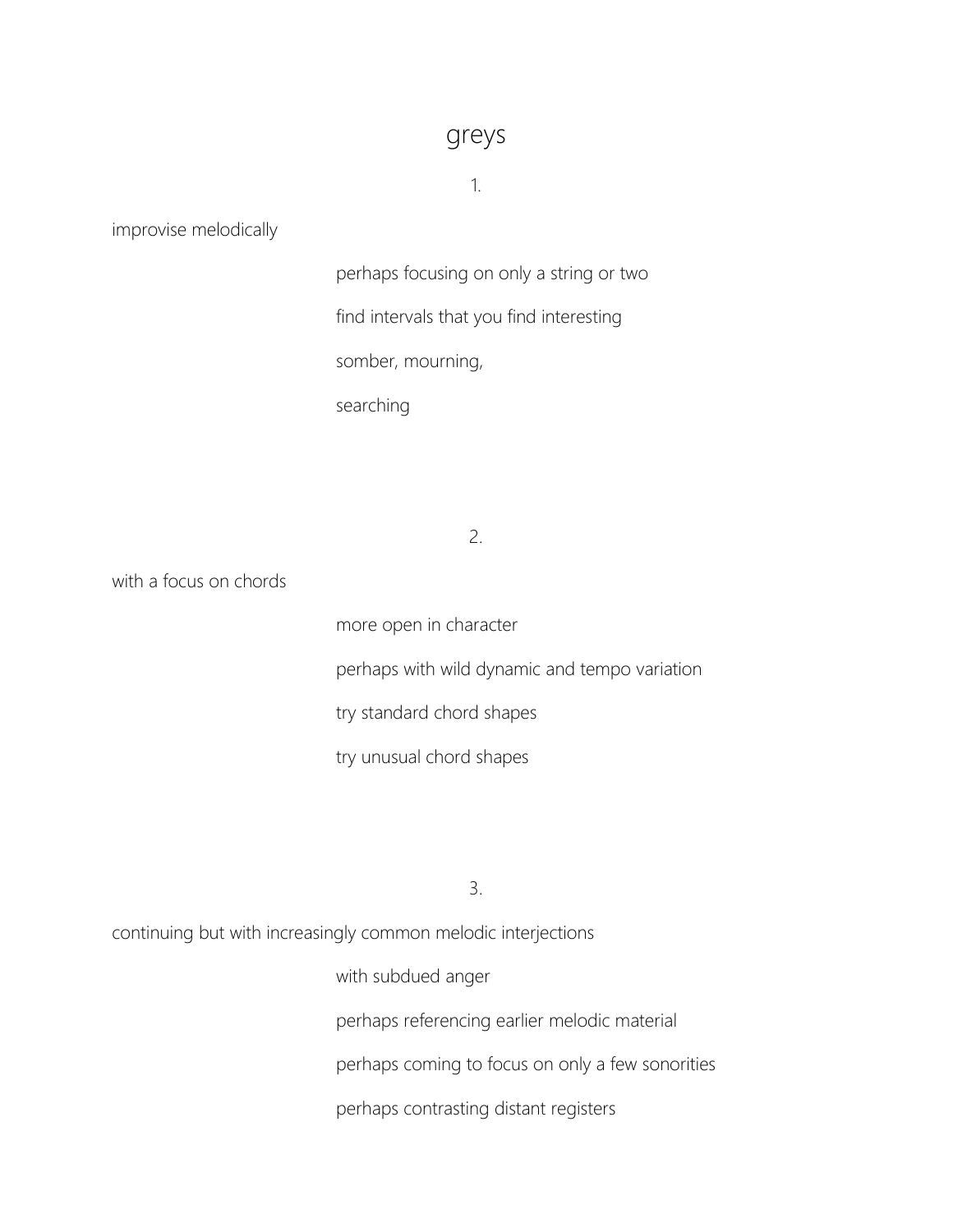# greys

## 1.

improve melodically

perhaps focusing on only a string or two

find intervals that you find interesting

somber, mourning,

searching

## 2.

with a focus on chords

more open in character

perhaps with wild dynamic and tempo variation

try standard chord shapes

try unusual chord shapes

## 3.

continuing but with increasingly common melodic interjections

with subdued anger

perhaps referencing earlier melodic material

perhaps coming to focus on only a few sonorities

perhaps contrasting distant registers

# greys

## 1.

improvise melodically

perhaps focusing on only a string or two

find intervals that you find interesting

somber, mourning,

searching

## 2.

with a focus on chords

more open in character

perhaps with wild dynamic and tempo variation

try standard chord shapes

try unusual chord shapes

## 3.

continuing but with increasingly common melodic interjections

with subdued anger

perhaps referencing earlier melodic material

perhaps coming to focus on only a few sonorities

perhaps contrasting distant registers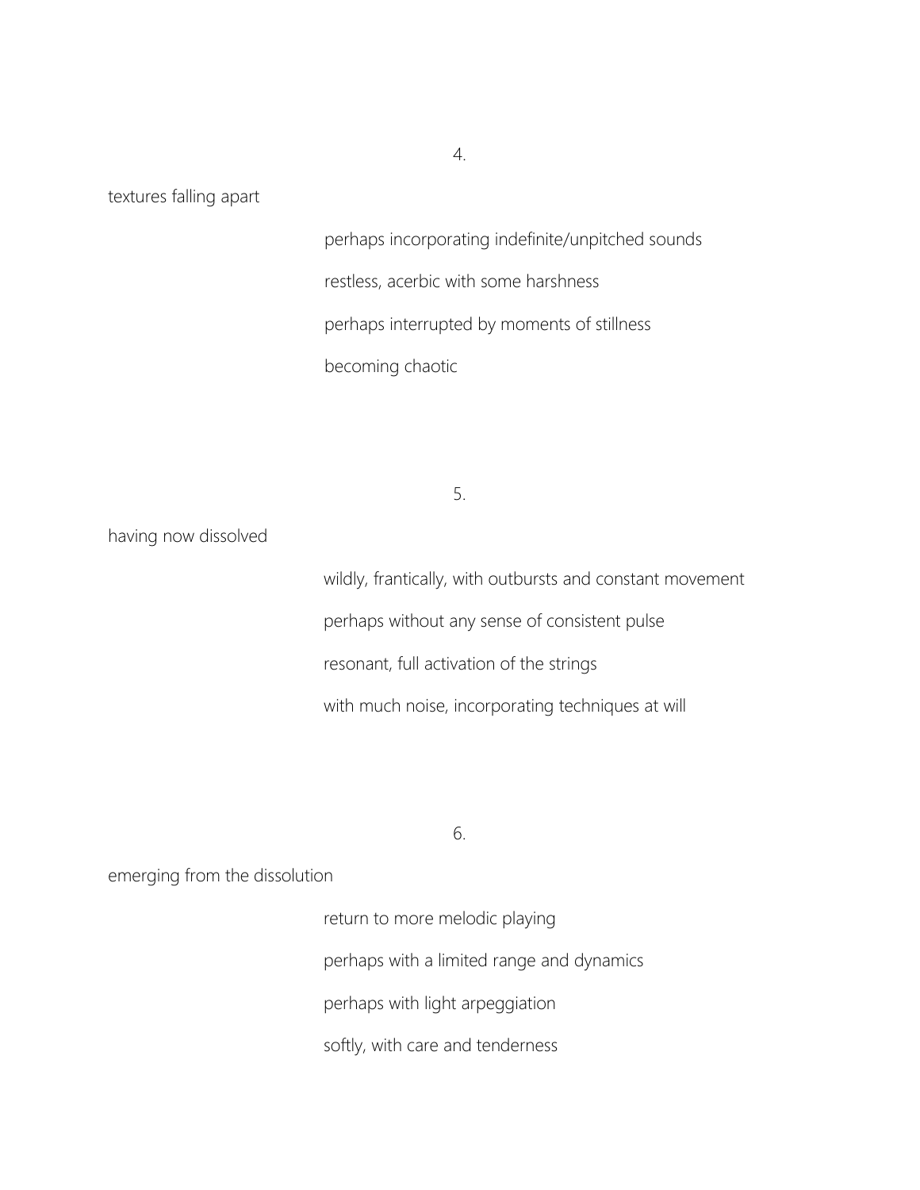4.

textures falling apart

perhaps incorporating indefinite/unpitched sounds

restless, acerbic with some harshness

perhaps interrupted by moments of stillness

becoming chaotic

5.

having now dissolved

wildly, frantically, with outbursts and constant movement

perhaps without any sense of consistent pulse

resonant, full activation of the strings

with much noise, incorporating techniques at will

6.

emerging from the dissolution

return to more melodic playing

perhaps with a limited range and dynamics

perhaps with light arpeggiation

softly, with care and tenderness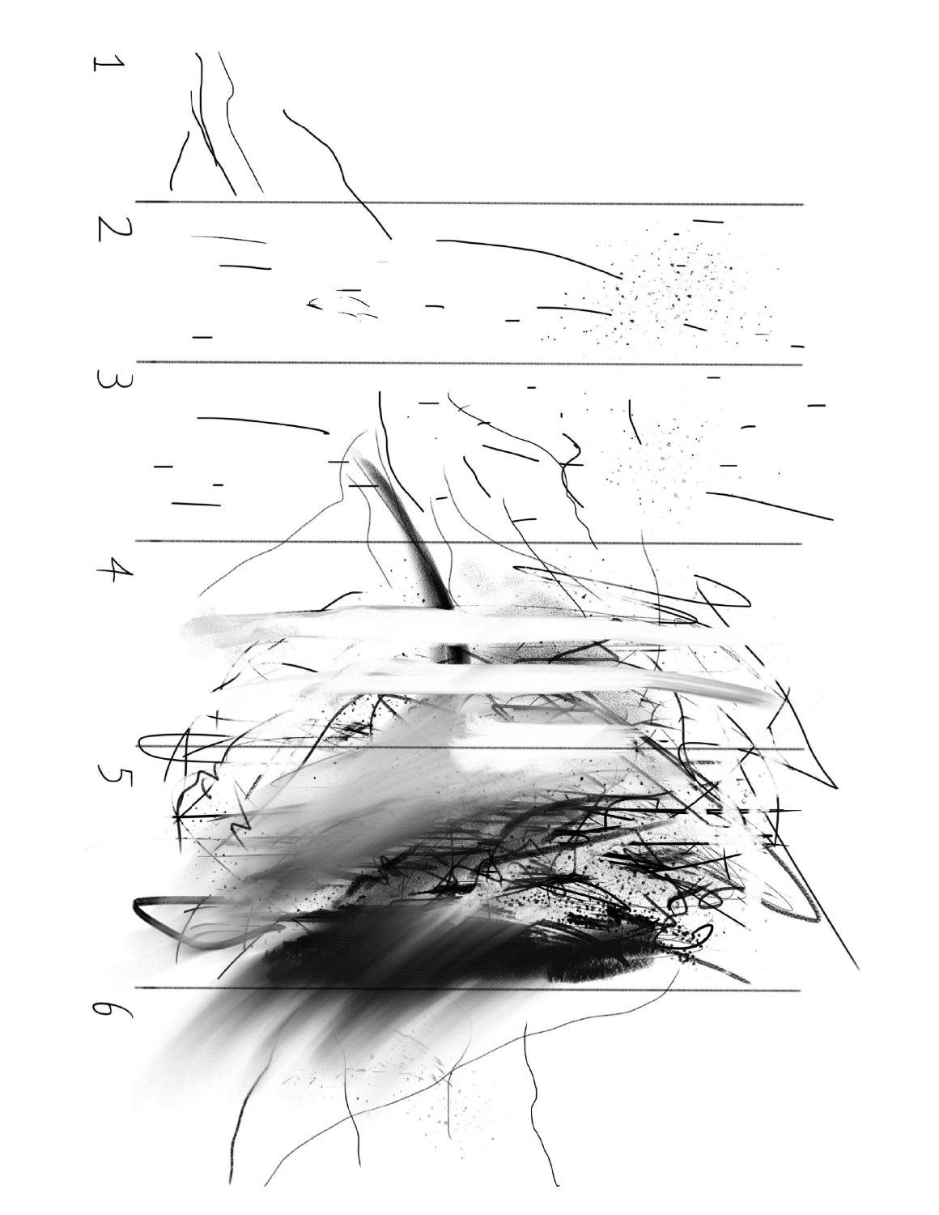1

2

3

4

5

6